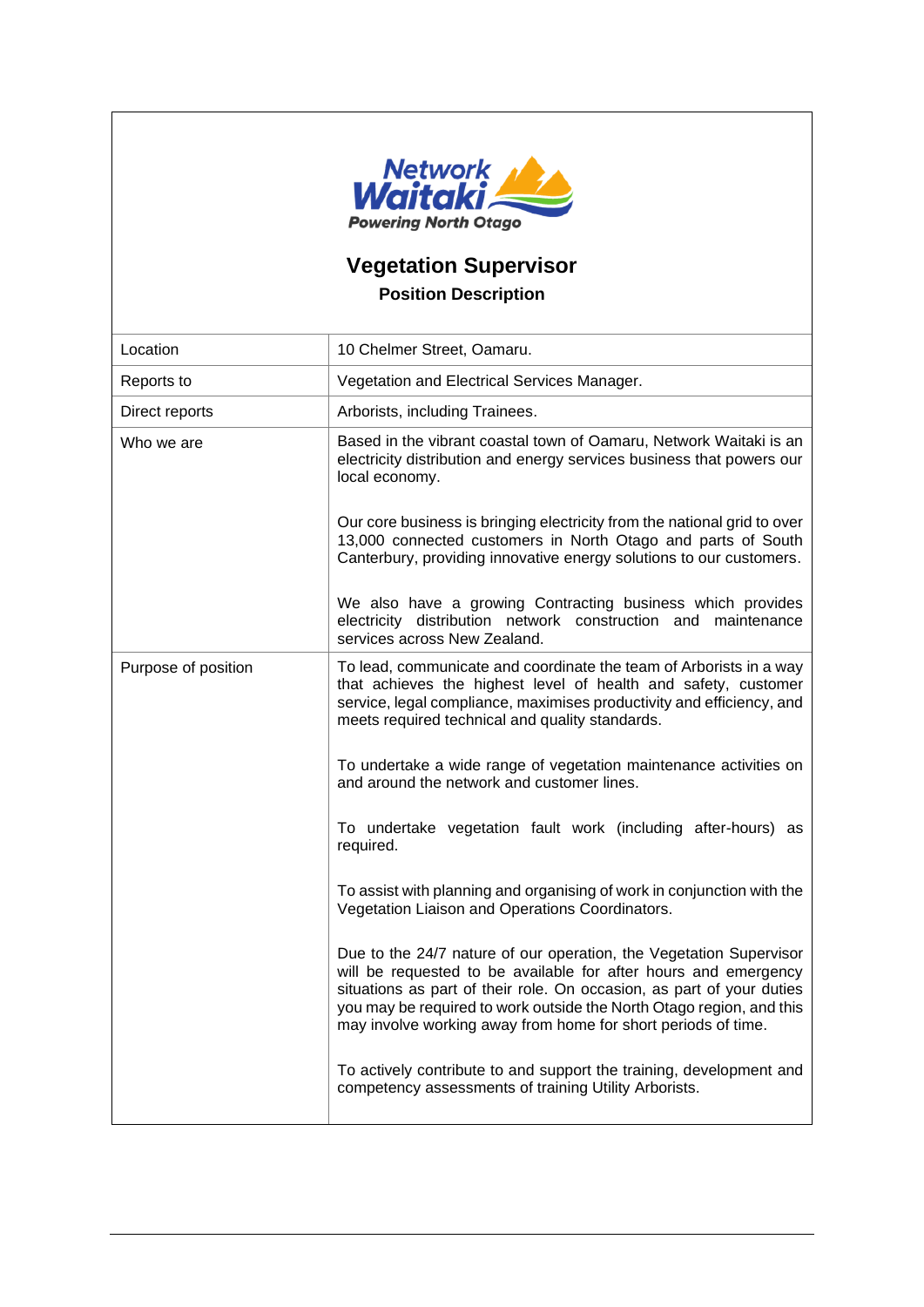Network Waitaki
Powering North Otago

# Vegetation Supervisor

## Position Description

| | |
|---|---|
| Location | 10 Chelmer Street, Oamaru. |
| Reports to | Vegetation and Electrical Services Manager. |
| Direct reports | Arborists, including Trainees. |
| Who we are | Based in the vibrant coastal town of Oamaru, Network Waitaki is an electricity distribution and energy services business that powers our local economy.<br><br>Our core business is bringing electricity from the national grid to over 13,000 connected customers in North Otago and parts of South Canterbury, providing innovative energy solutions to our customers.<br><br>We also have a growing Contracting business which provides electricity distribution network construction and maintenance services across New Zealand. |
| Purpose of position | To lead, communicate and coordinate the team of Arborists in a way that achieves the highest level of health and safety, customer service, legal compliance, maximises productivity and efficiency, and meets required technical and quality standards.<br><br>To undertake a wide range of vegetation maintenance activities on and around the network and customer lines.<br><br>To undertake vegetation fault work (including after-hours) as required.<br><br>To assist with planning and organising of work in conjunction with the Vegetation Liaison and Operations Coordinators.<br><br>Due to the 24/7 nature of our operation, the Vegetation Supervisor will be requested to be available for after hours and emergency situations as part of their role. On occasion, as part of your duties you may be required to work outside the North Otago region, and this may involve working away from home for short periods of time.<br><br>To actively contribute to and support the training, development and competency assessments of training Utility Arborists. |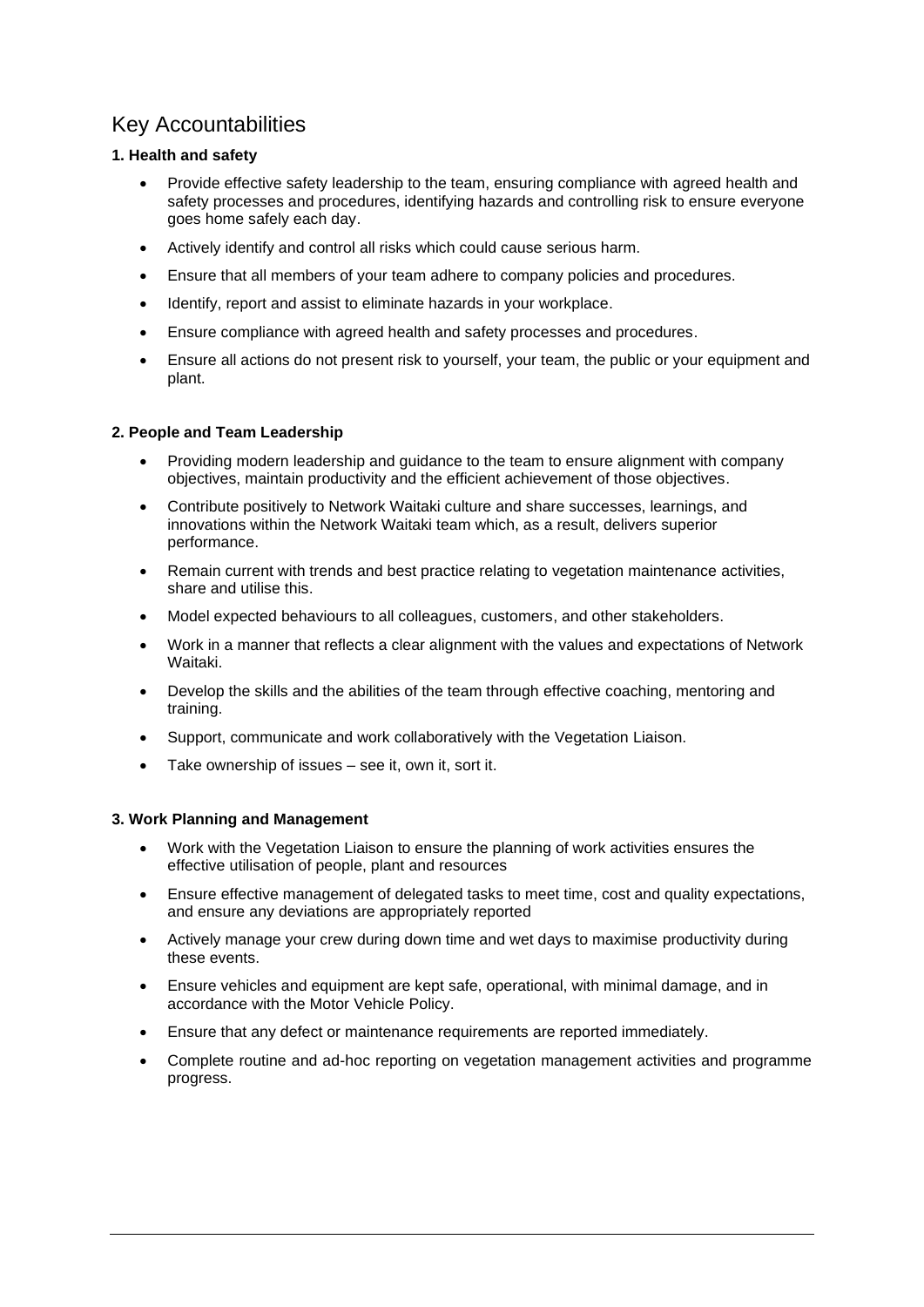## Key Accountabilities

**1. Health and safety**

- Provide effective safety leadership to the team, ensuring compliance with agreed health and safety processes and procedures, identifying hazards and controlling risk to ensure everyone goes home safely each day.
- Actively identify and control all risks which could cause serious harm.
- Ensure that all members of your team adhere to company policies and procedures.
- Identify, report and assist to eliminate hazards in your workplace.
- Ensure compliance with agreed health and safety processes and procedures.
- Ensure all actions do not present risk to yourself, your team, the public or your equipment and plant.

**2. People and Team Leadership**

- Providing modern leadership and guidance to the team to ensure alignment with company objectives, maintain productivity and the efficient achievement of those objectives.
- Contribute positively to Network Waitaki culture and share successes, learnings, and innovations within the Network Waitaki team which, as a result, delivers superior performance.
- Remain current with trends and best practice relating to vegetation maintenance activities, share and utilise this.
- Model expected behaviours to all colleagues, customers, and other stakeholders.
- Work in a manner that reflects a clear alignment with the values and expectations of Network Waitaki.
- Develop the skills and the abilities of the team through effective coaching, mentoring and training.
- Support, communicate and work collaboratively with the Vegetation Liaison.
- Take ownership of issues – see it, own it, sort it.

**3. Work Planning and Management**

- Work with the Vegetation Liaison to ensure the planning of work activities ensures the effective utilisation of people, plant and resources
- Ensure effective management of delegated tasks to meet time, cost and quality expectations, and ensure any deviations are appropriately reported
- Actively manage your crew during down time and wet days to maximise productivity during these events.
- Ensure vehicles and equipment are kept safe, operational, with minimal damage, and in accordance with the Motor Vehicle Policy.
- Ensure that any defect or maintenance requirements are reported immediately.
- Complete routine and ad-hoc reporting on vegetation management activities and programme progress.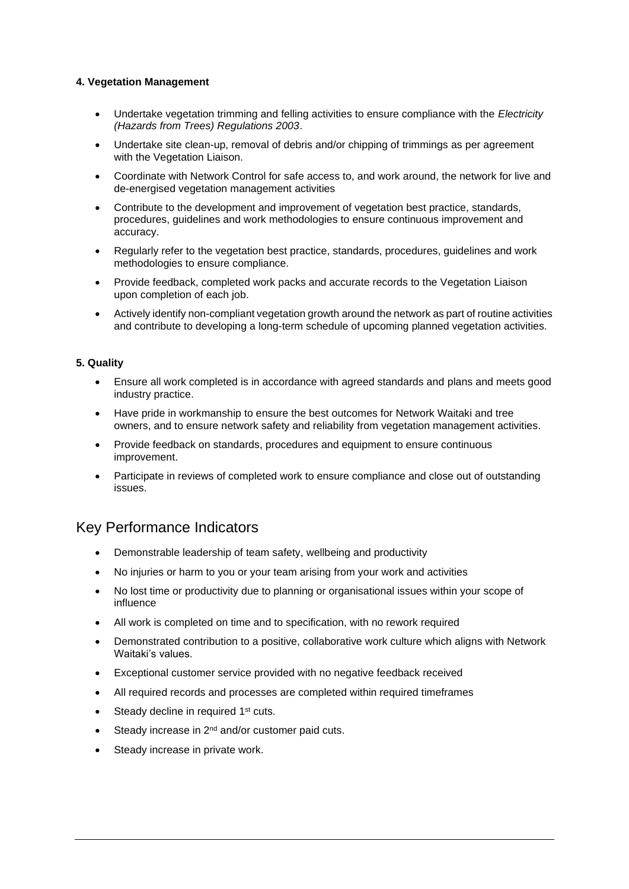#### 4. Vegetation Management

- Undertake vegetation trimming and felling activities to ensure compliance with the *Electricity (Hazards from Trees) Regulations 2003*.
- Undertake site clean-up, removal of debris and/or chipping of trimmings as per agreement with the Vegetation Liaison.
- Coordinate with Network Control for safe access to, and work around, the network for live and de-energised vegetation management activities
- Contribute to the development and improvement of vegetation best practice, standards, procedures, guidelines and work methodologies to ensure continuous improvement and accuracy.
- Regularly refer to the vegetation best practice, standards, procedures, guidelines and work methodologies to ensure compliance.
- Provide feedback, completed work packs and accurate records to the Vegetation Liaison upon completion of each job.
- Actively identify non-compliant vegetation growth around the network as part of routine activities and contribute to developing a long-term schedule of upcoming planned vegetation activities.

#### 5. Quality

- Ensure all work completed is in accordance with agreed standards and plans and meets good industry practice.
- Have pride in workmanship to ensure the best outcomes for Network Waitaki and tree owners, and to ensure network safety and reliability from vegetation management activities.
- Provide feedback on standards, procedures and equipment to ensure continuous improvement.
- Participate in reviews of completed work to ensure compliance and close out of outstanding issues.

## Key Performance Indicators

- Demonstrable leadership of team safety, wellbeing and productivity
- No injuries or harm to you or your team arising from your work and activities
- No lost time or productivity due to planning or organisational issues within your scope of influence
- All work is completed on time and to specification, with no rework required
- Demonstrated contribution to a positive, collaborative work culture which aligns with Network Waitaki's values.
- Exceptional customer service provided with no negative feedback received
- All required records and processes are completed within required timeframes
- Steady decline in required 1st cuts.
- Steady increase in 2nd and/or customer paid cuts.
- Steady increase in private work.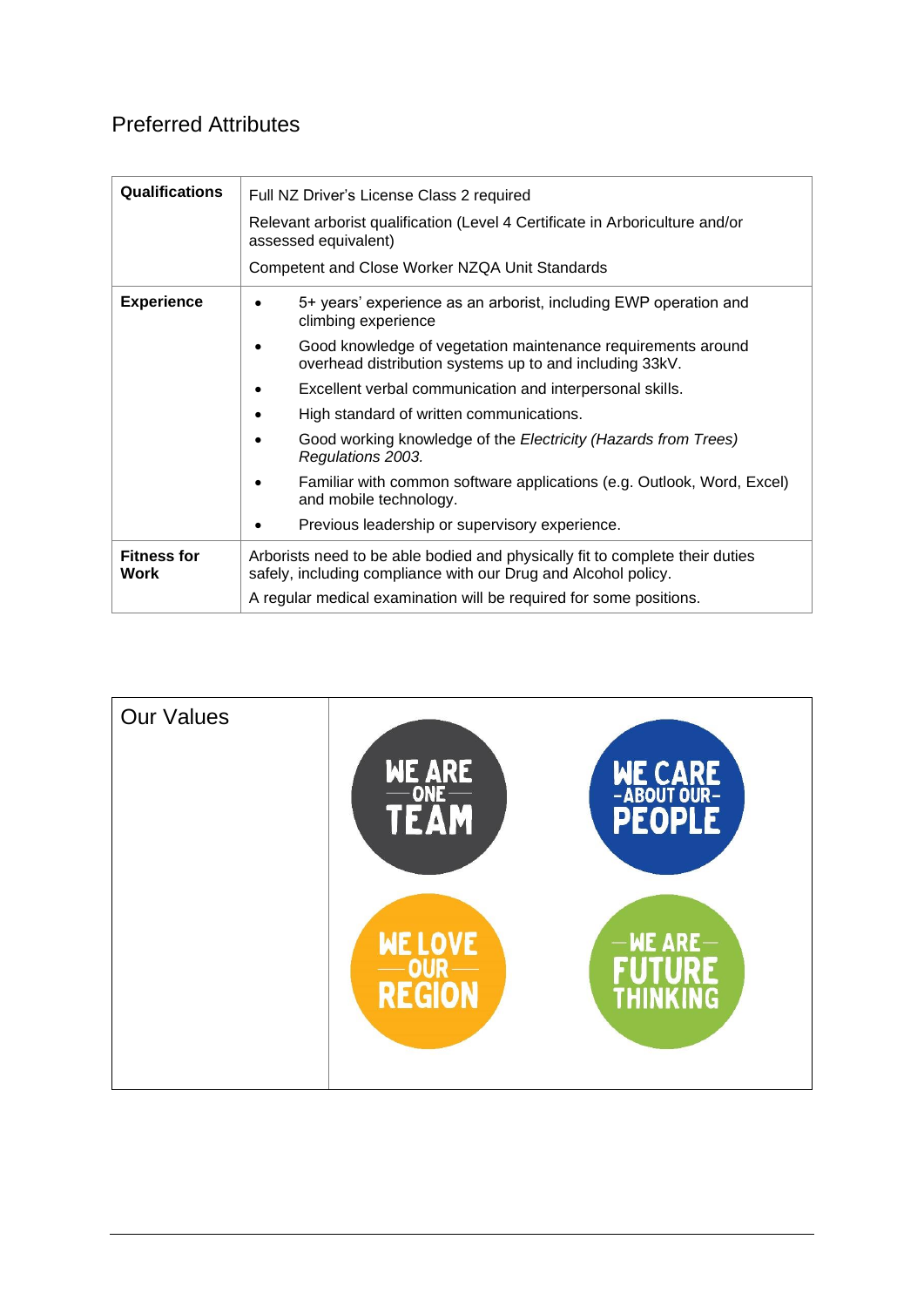## Preferred Attributes

| | |
|---|---|
| **Qualifications** | Full NZ Driver's License Class 2 required<br><br>Relevant arborist qualification (Level 4 Certificate in Arboriculture and/or assessed equivalent)<br><br>Competent and Close Worker NZQA Unit Standards |
| **Experience** | • 5+ years' experience as an arborist, including EWP operation and climbing experience<br>• Good knowledge of vegetation maintenance requirements around overhead distribution systems up to and including 33kV.<br>• Excellent verbal communication and interpersonal skills.<br>• High standard of written communications.<br>• Good working knowledge of the *Electricity (Hazards from Trees) Regulations 2003.*<br>• Familiar with common software applications (e.g. Outlook, Word, Excel) and mobile technology.<br>• Previous leadership or supervisory experience. |
| **Fitness for Work** | Arborists need to be able bodied and physically fit to complete their duties safely, including compliance with our Drug and Alcohol policy.<br><br>A regular medical examination will be required for some positions. |

| Our Values | |
|---|---|
| | WE ARE ONE TEAM<br>WE CARE ABOUT OUR PEOPLE<br>WE LOVE OUR REGION<br>WE ARE FUTURE THINKING |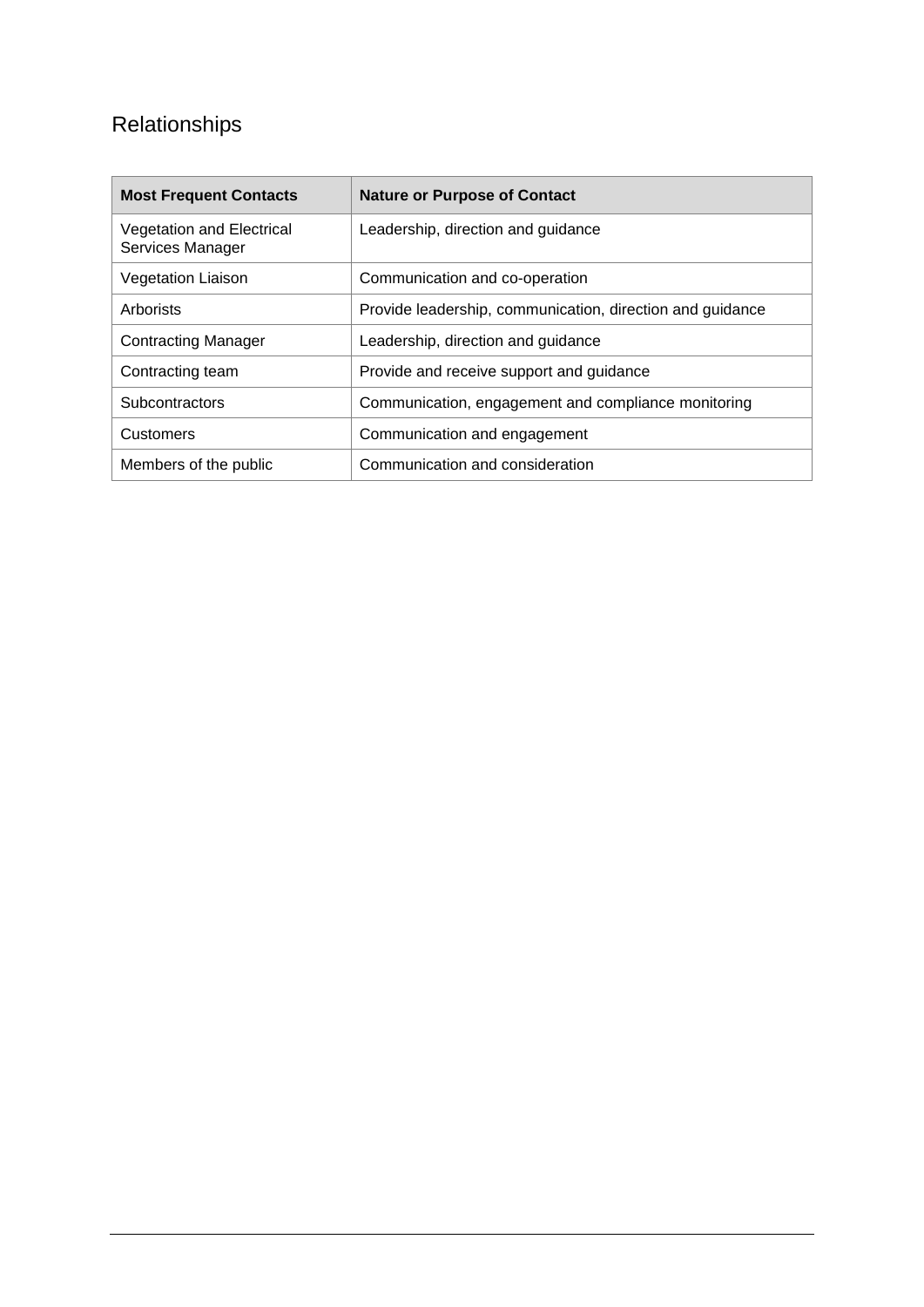## Relationships

| Most Frequent Contacts | Nature or Purpose of Contact |
|---|---|
| Vegetation and Electrical Services Manager | Leadership, direction and guidance |
| Vegetation Liaison | Communication and co-operation |
| Arborists | Provide leadership, communication, direction and guidance |
| Contracting Manager | Leadership, direction and guidance |
| Contracting team | Provide and receive support and guidance |
| Subcontractors | Communication, engagement and compliance monitoring |
| Customers | Communication and engagement |
| Members of the public | Communication and consideration |